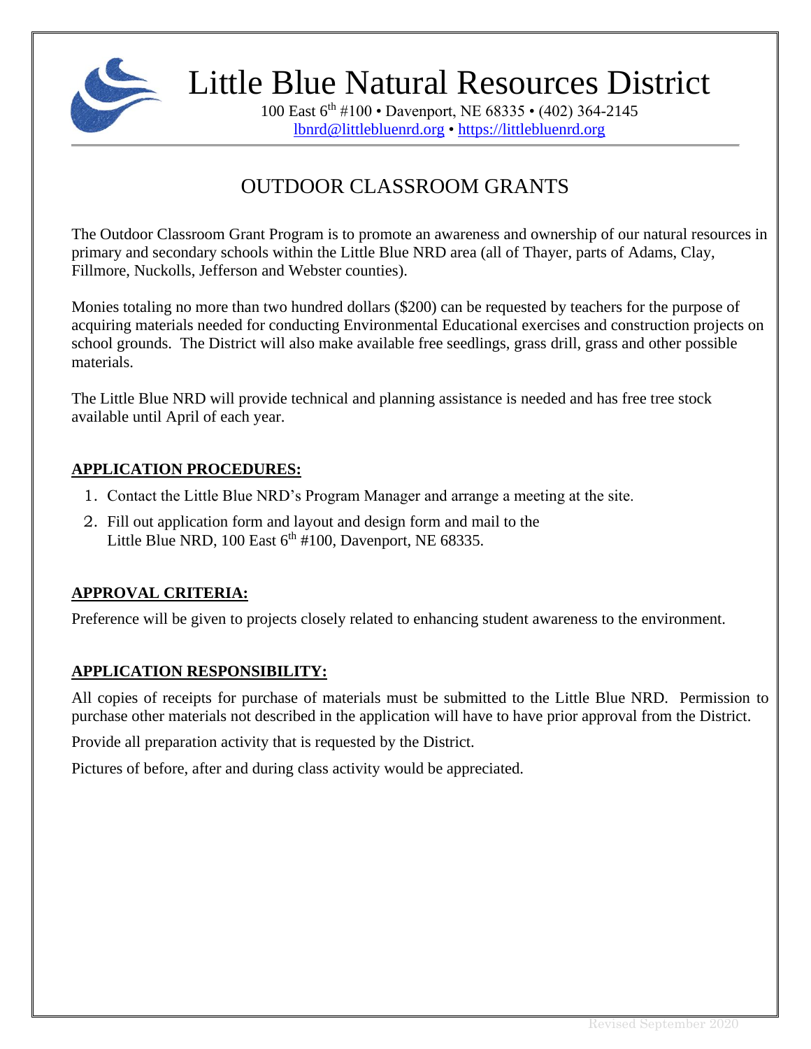# Little Blue Natural Resources District

100 East 6th #100 • Davenport, NE 68335 • (402) 364-2145
lbnrd@littlebluenrd.org • https://littlebluenrd.org

## OUTDOOR CLASSROOM GRANTS

The Outdoor Classroom Grant Program is to promote an awareness and ownership of our natural resources in primary and secondary schools within the Little Blue NRD area (all of Thayer, parts of Adams, Clay, Fillmore, Nuckolls, Jefferson and Webster counties).

Monies totaling no more than two hundred dollars ($200) can be requested by teachers for the purpose of acquiring materials needed for conducting Environmental Educational exercises and construction projects on school grounds. The District will also make available free seedlings, grass drill, grass and other possible materials.

The Little Blue NRD will provide technical and planning assistance is needed and has free tree stock available until April of each year.

### APPLICATION PROCEDURES:

1. Contact the Little Blue NRD's Program Manager and arrange a meeting at the site.
2. Fill out application form and layout and design form and mail to the Little Blue NRD, 100 East 6th #100, Davenport, NE 68335.

### APPROVAL CRITERIA:

Preference will be given to projects closely related to enhancing student awareness to the environment.

### APPLICATION RESPONSIBILITY:

All copies of receipts for purchase of materials must be submitted to the Little Blue NRD. Permission to purchase other materials not described in the application will have to have prior approval from the District.

Provide all preparation activity that is requested by the District.

Pictures of before, after and during class activity would be appreciated.

Revised September 2020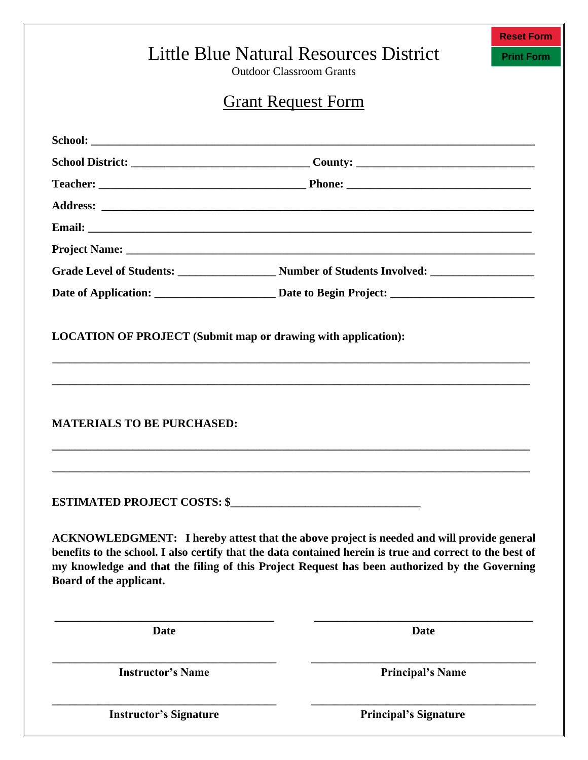Reset Form

Print Form

# Little Blue Natural Resources District

Outdoor Classroom Grants

## Grant Request Form

**School:** ______________________________________________________________________________

**School District:** ______________________________ **County:** ______________________________

**Teacher:** ____________________________________ **Phone:** _______________________________

**Address:** ____________________________________________________________________________

**Email:** ______________________________________________________________________________

**Project Name:** ________________________________________________________________________

**Grade Level of Students:** _______________ **Number of Students Involved:** ________________

**Date of Application:** ____________________ **Date to Begin Project:** _______________________

**LOCATION OF PROJECT (Submit map or drawing with application):**

_____________________________________________________________________________________

_____________________________________________________________________________________

**MATERIALS TO BE PURCHASED:**

_____________________________________________________________________________________

_____________________________________________________________________________________

**ESTIMATED PROJECT COSTS: $**________________________________

**ACKNOWLEDGMENT: I hereby attest that the above project is needed and will provide general benefits to the school. I also certify that the data contained herein is true and correct to the best of my knowledge and that the filing of this Project Request has been authorized by the Governing Board of the applicant.**

| ______________________________ | ______________________________ |
|---|---|
| **Date** | **Date** |
| ______________________________ | ______________________________ |
| **Instructor's Name** | **Principal's Name** |
| ______________________________ | ______________________________ |
| **Instructor's Signature** | **Principal's Signature** |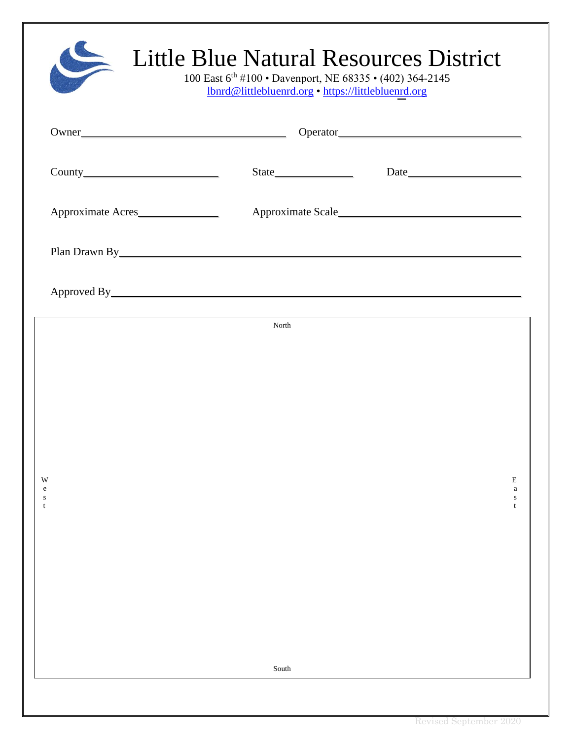# Little Blue Natural Resources District

100 East 6th #100 • Davenport, NE 68335 • (402) 364-2145
lbnrd@littlebluenrd.org • https://littlebluenrd.org

Owner\_\_\_\_\_\_\_\_\_\_\_\_\_\_\_\_\_\_\_\_\_\_\_\_\_\_\_\_\_\_ Operator\_\_\_\_\_\_\_\_\_\_\_\_\_\_\_\_\_\_\_\_\_\_\_\_\_\_\_\_\_\_

County\_\_\_\_\_\_\_\_\_\_\_\_\_\_\_\_\_\_\_\_ State\_\_\_\_\_\_\_\_\_\_\_\_ Date\_\_\_\_\_\_\_\_\_\_\_\_\_\_\_\_\_\_

Approximate Acres\_\_\_\_\_\_\_\_\_\_\_\_ Approximate Scale\_\_\_\_\_\_\_\_\_\_\_\_\_\_\_\_\_\_\_\_\_\_\_\_\_\_\_\_\_\_

Plan Drawn By\_\_\_\_\_\_\_\_\_\_\_\_\_\_\_\_\_\_\_\_\_\_\_\_\_\_\_\_\_\_\_\_\_\_\_\_\_\_\_\_\_\_\_\_\_\_\_\_\_\_\_\_\_\_\_\_\_\_

Approved By\_\_\_\_\_\_\_\_\_\_\_\_\_\_\_\_\_\_\_\_\_\_\_\_\_\_\_\_\_\_\_\_\_\_\_\_\_\_\_\_\_\_\_\_\_\_\_\_\_\_\_\_\_\_\_\_\_\_\_\_

North

West

East

South

Revised September 2020